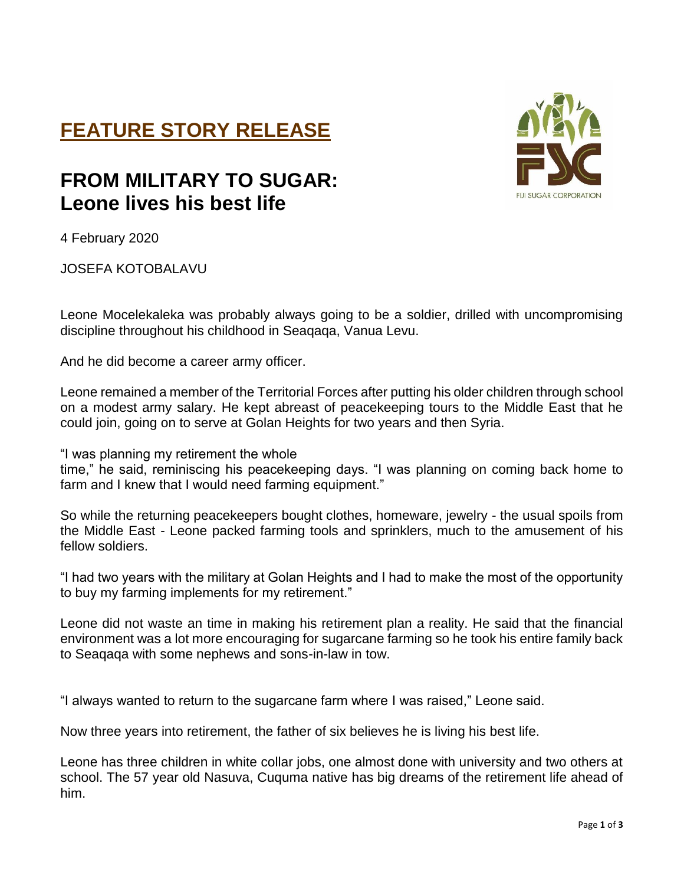# FEATURE STORY RELEASE

## FROM MILITARY TO SUGAR: Leone lives his best life

4 February 2020

JOSEFA KOTOBALAVU

Leone Mocelekaleka was probably always going to be a soldier, drilled with uncompromising discipline throughout his childhood in Seaqaqa, Vanua Levu.

And he did become a career army officer.

Leone remained a member of the Territorial Forces after putting his older children through school on a modest army salary. He kept abreast of peacekeeping tours to the Middle East that he could join, going on to serve at Golan Heights for two years and then Syria.

"I was planning my retirement the whole time," he said, reminiscing his peacekeeping days. "I was planning on coming back home to farm and I knew that I would need farming equipment."

So while the returning peacekeepers bought clothes, homeware, jewelry - the usual spoils from the Middle East - Leone packed farming tools and sprinklers, much to the amusement of his fellow soldiers.

"I had two years with the military at Golan Heights and I had to make the most of the opportunity to buy my farming implements for my retirement."

Leone did not waste an time in making his retirement plan a reality. He said that the financial environment was a lot more encouraging for sugarcane farming so he took his entire family back to Seaqaqa with some nephews and sons-in-law in tow.

"I always wanted to return to the sugarcane farm where I was raised," Leone said.

Now three years into retirement, the father of six believes he is living his best life.

Leone has three children in white collar jobs, one almost done with university and two others at school. The 57 year old Nasuva, Cuquma native has big dreams of the retirement life ahead of him.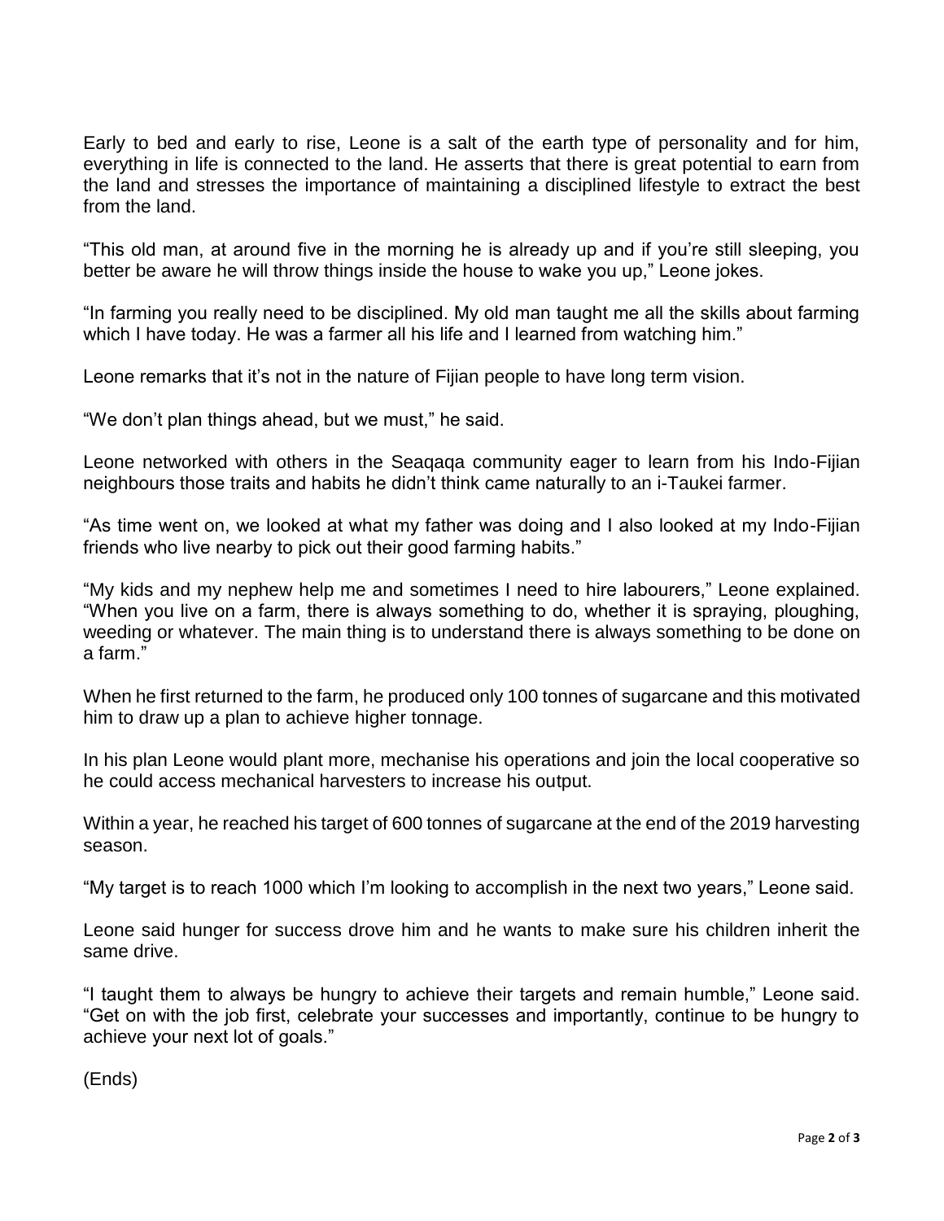Early to bed and early to rise, Leone is a salt of the earth type of personality and for him, everything in life is connected to the land. He asserts that there is great potential to earn from the land and stresses the importance of maintaining a disciplined lifestyle to extract the best from the land.

"This old man, at around five in the morning he is already up and if you're still sleeping, you better be aware he will throw things inside the house to wake you up," Leone jokes.

"In farming you really need to be disciplined. My old man taught me all the skills about farming which I have today. He was a farmer all his life and I learned from watching him."

Leone remarks that it's not in the nature of Fijian people to have long term vision.

"We don't plan things ahead, but we must," he said.

Leone networked with others in the Seaqaqa community eager to learn from his Indo-Fijian neighbours those traits and habits he didn't think came naturally to an i-Taukei farmer.

"As time went on, we looked at what my father was doing and I also looked at my Indo-Fijian friends who live nearby to pick out their good farming habits."

"My kids and my nephew help me and sometimes I need to hire labourers," Leone explained. "When you live on a farm, there is always something to do, whether it is spraying, ploughing, weeding or whatever. The main thing is to understand there is always something to be done on a farm."

When he first returned to the farm, he produced only 100 tonnes of sugarcane and this motivated him to draw up a plan to achieve higher tonnage.

In his plan Leone would plant more, mechanise his operations and join the local cooperative so he could access mechanical harvesters to increase his output.

Within a year, he reached his target of 600 tonnes of sugarcane at the end of the 2019 harvesting season.

"My target is to reach 1000 which I'm looking to accomplish in the next two years," Leone said.

Leone said hunger for success drove him and he wants to make sure his children inherit the same drive.

"I taught them to always be hungry to achieve their targets and remain humble," Leone said. "Get on with the job first, celebrate your successes and importantly, continue to be hungry to achieve your next lot of goals."

(Ends)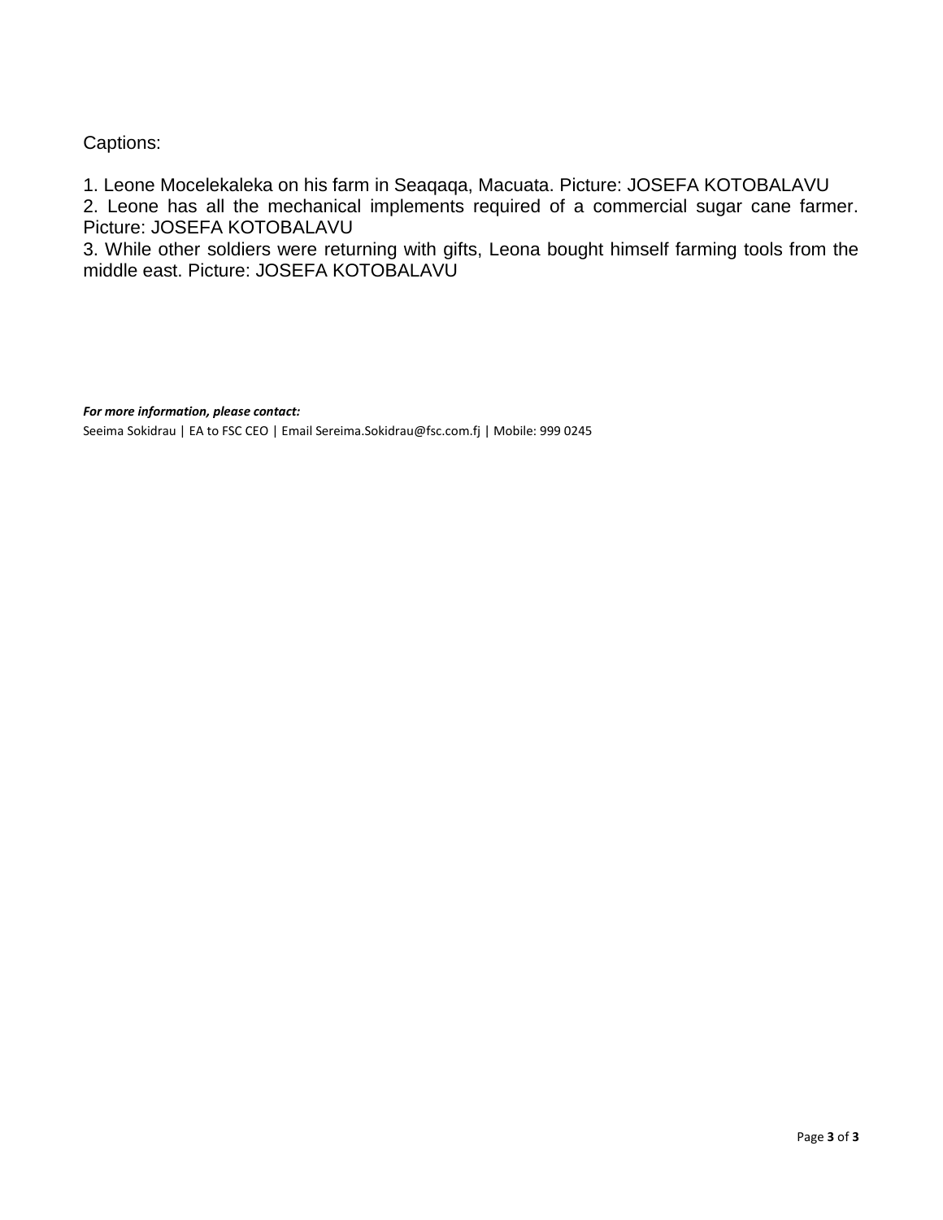Captions:

1. Leone Mocelekaleka on his farm in Seaqaqa, Macuata. Picture: JOSEFA KOTOBALAVU
2. Leone has all the mechanical implements required of a commercial sugar cane farmer. Picture: JOSEFA KOTOBALAVU
3. While other soldiers were returning with gifts, Leona bought himself farming tools from the middle east. Picture: JOSEFA KOTOBALAVU

***For more information, please contact:***
Seeima Sokidrau | EA to FSC CEO | Email Sereima.Sokidrau@fsc.com.fj | Mobile: 999 0245